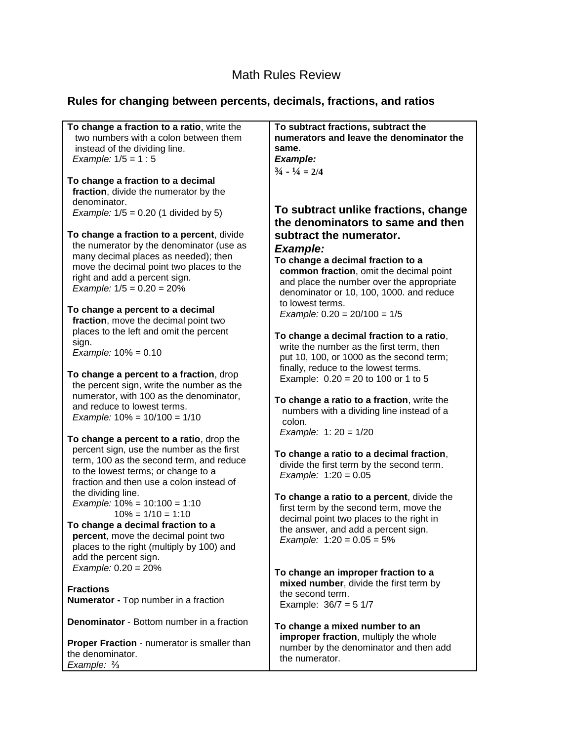# Math Rules Review

## Rules for changing between percents, decimals, fractions, and ratios

**To change a fraction to a ratio**, write the two numbers with a colon between them instead of the dividing line.
*Example:* 1/5 = 1 : 5

**To change a fraction to a decimal fraction**, divide the numerator by the denominator.
*Example:* 1/5 = 0.20 (1 divided by 5)

**To change a fraction to a percent**, divide the numerator by the denominator (use as many decimal places as needed); then move the decimal point two places to the right and add a percent sign.
*Example:* 1/5 = 0.20 = 20%

**To change a percent to a decimal fraction**, move the decimal point two places to the left and omit the percent sign.
*Example:* 10% = 0.10

**To change a percent to a fraction**, drop the percent sign, write the number as the numerator, with 100 as the denominator, and reduce to lowest terms.
*Example:* 10% = 10/100 = 1/10

**To change a percent to a ratio**, drop the percent sign, use the number as the first term, 100 as the second term, and reduce to the lowest terms; or change to a fraction and then use a colon instead of the dividing line.
*Example:* 10% = 10:100 = 1:10
10% = 1/10 = 1:10

**To change a decimal fraction to a percent**, move the decimal point two places to the right (multiply by 100) and add the percent sign.
*Example:* 0.20 = 20%

**Fractions**

**Numerator -** Top number in a fraction

**Denominator** - Bottom number in a fraction

**Proper Fraction** - numerator is smaller than the denominator.
*Example:* ⅔

**To subtract fractions, subtract the numerators and leave the denominator the same.**
***Example:***
**¾ - ¼ = 2/4**

### To subtract unlike fractions, change the denominators to same and then subtract the numerator.

***Example:***

**To change a decimal fraction to a common fraction**, omit the decimal point and place the number over the appropriate denominator or 10, 100, 1000. and reduce to lowest terms.
*Example:* 0.20 = 20/100 = 1/5

**To change a decimal fraction to a ratio**, write the number as the first term, then put 10, 100, or 1000 as the second term; finally, reduce to the lowest terms.
Example: 0.20 = 20 to 100 or 1 to 5

**To change a ratio to a fraction**, write the numbers with a dividing line instead of a colon.
*Example:* 1: 20 = 1/20

**To change a ratio to a decimal fraction**, divide the first term by the second term.
*Example:* 1:20 = 0.05

**To change a ratio to a percent**, divide the first term by the second term, move the decimal point two places to the right in the answer, and add a percent sign.
*Example:* 1:20 = 0.05 = 5%

**To change an improper fraction to a mixed number**, divide the first term by the second term.
Example: 36/7 = 5 1/7

**To change a mixed number to an improper fraction**, multiply the whole number by the denominator and then add the numerator.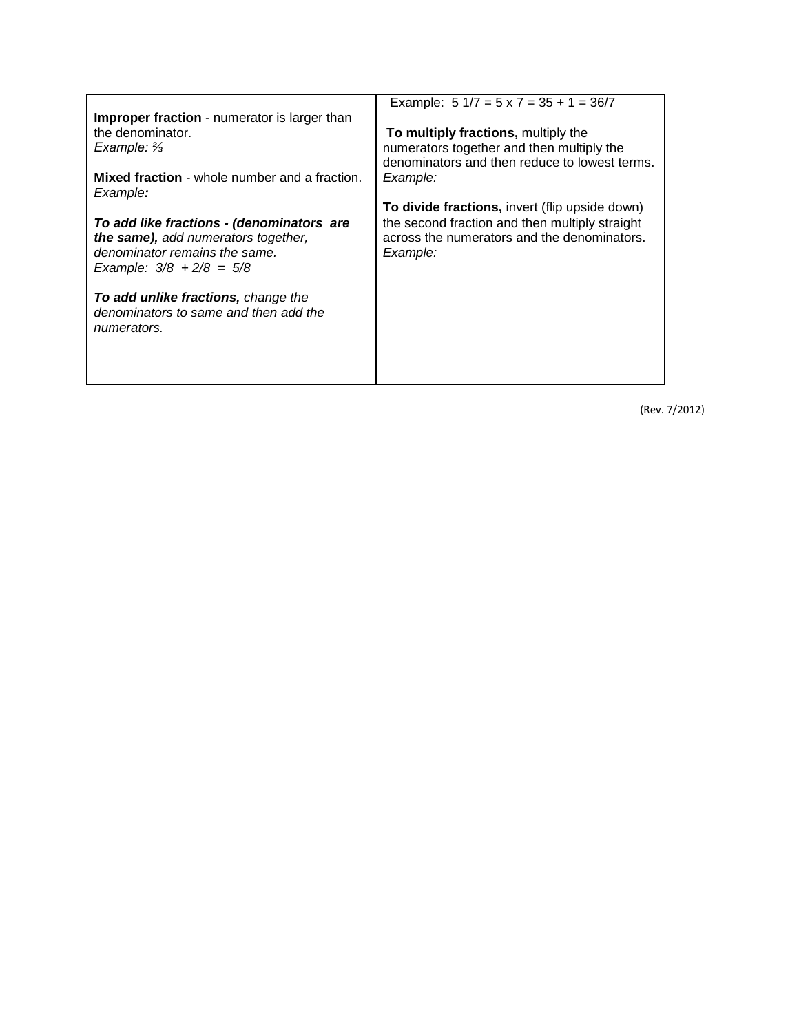| | |
|---|---|
| **Improper fraction** - numerator is larger than the denominator.<br>*Example: ⅔*<br><br>**Mixed fraction** - whole number and a fraction.<br>*Example**:***<br><br>***To add like fractions - (denominators are the same),*** *add numerators together, denominator remains the same.*<br>*Example: 3/8 + 2/8 = 5/8*<br><br>***To add unlike fractions,*** *change the denominators to same and then add the numerators.* | Example: 5 1/7 = 5 x 7 = 35 + 1 = 36/7<br><br>**To multiply fractions,** multiply the numerators together and then multiply the denominators and then reduce to lowest terms.<br>*Example:*<br><br>**To divide fractions,** invert (flip upside down) the second fraction and then multiply straight across the numerators and the denominators.<br>*Example:* |

(Rev. 7/2012)